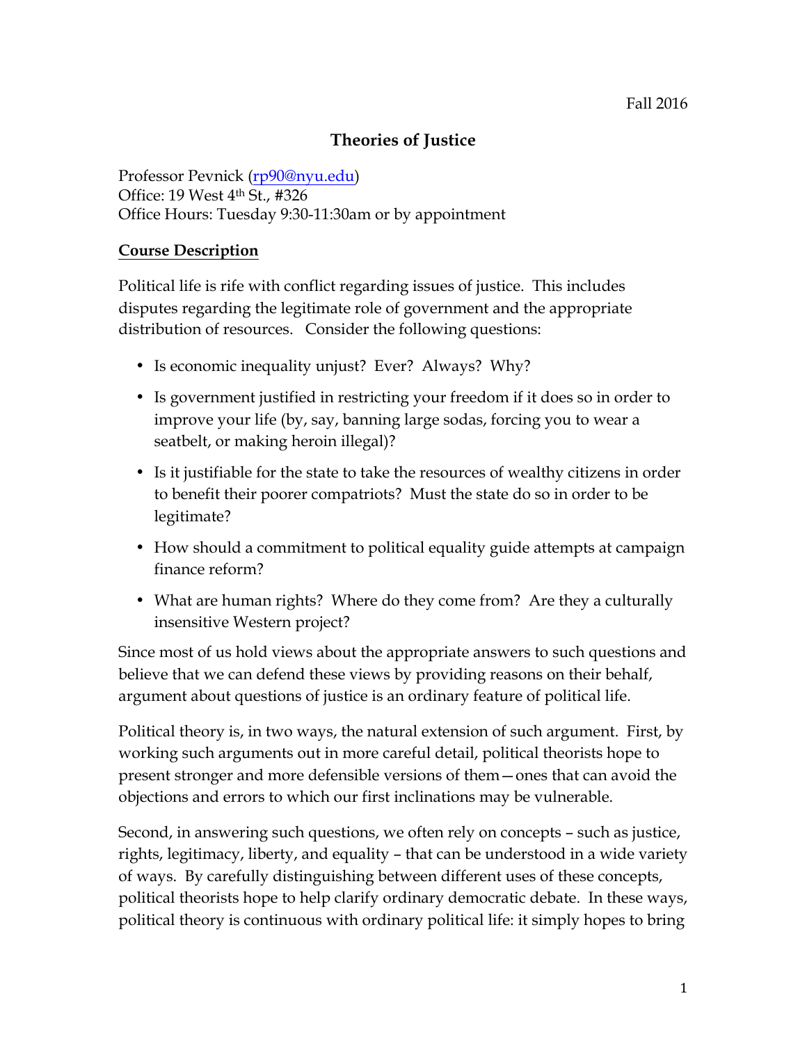Fall 2016

# Theories of Justice

Professor Pevnick (rp90@nyu.edu)
Office: 19 West 4th St., #326
Office Hours: Tuesday 9:30-11:30am or by appointment

## Course Description

Political life is rife with conflict regarding issues of justice. This includes disputes regarding the legitimate role of government and the appropriate distribution of resources. Consider the following questions:

- Is economic inequality unjust? Ever? Always? Why?
- Is government justified in restricting your freedom if it does so in order to improve your life (by, say, banning large sodas, forcing you to wear a seatbelt, or making heroin illegal)?
- Is it justifiable for the state to take the resources of wealthy citizens in order to benefit their poorer compatriots? Must the state do so in order to be legitimate?
- How should a commitment to political equality guide attempts at campaign finance reform?
- What are human rights? Where do they come from? Are they a culturally insensitive Western project?

Since most of us hold views about the appropriate answers to such questions and believe that we can defend these views by providing reasons on their behalf, argument about questions of justice is an ordinary feature of political life.

Political theory is, in two ways, the natural extension of such argument. First, by working such arguments out in more careful detail, political theorists hope to present stronger and more defensible versions of them—ones that can avoid the objections and errors to which our first inclinations may be vulnerable.

Second, in answering such questions, we often rely on concepts – such as justice, rights, legitimacy, liberty, and equality – that can be understood in a wide variety of ways. By carefully distinguishing between different uses of these concepts, political theorists hope to help clarify ordinary democratic debate. In these ways, political theory is continuous with ordinary political life: it simply hopes to bring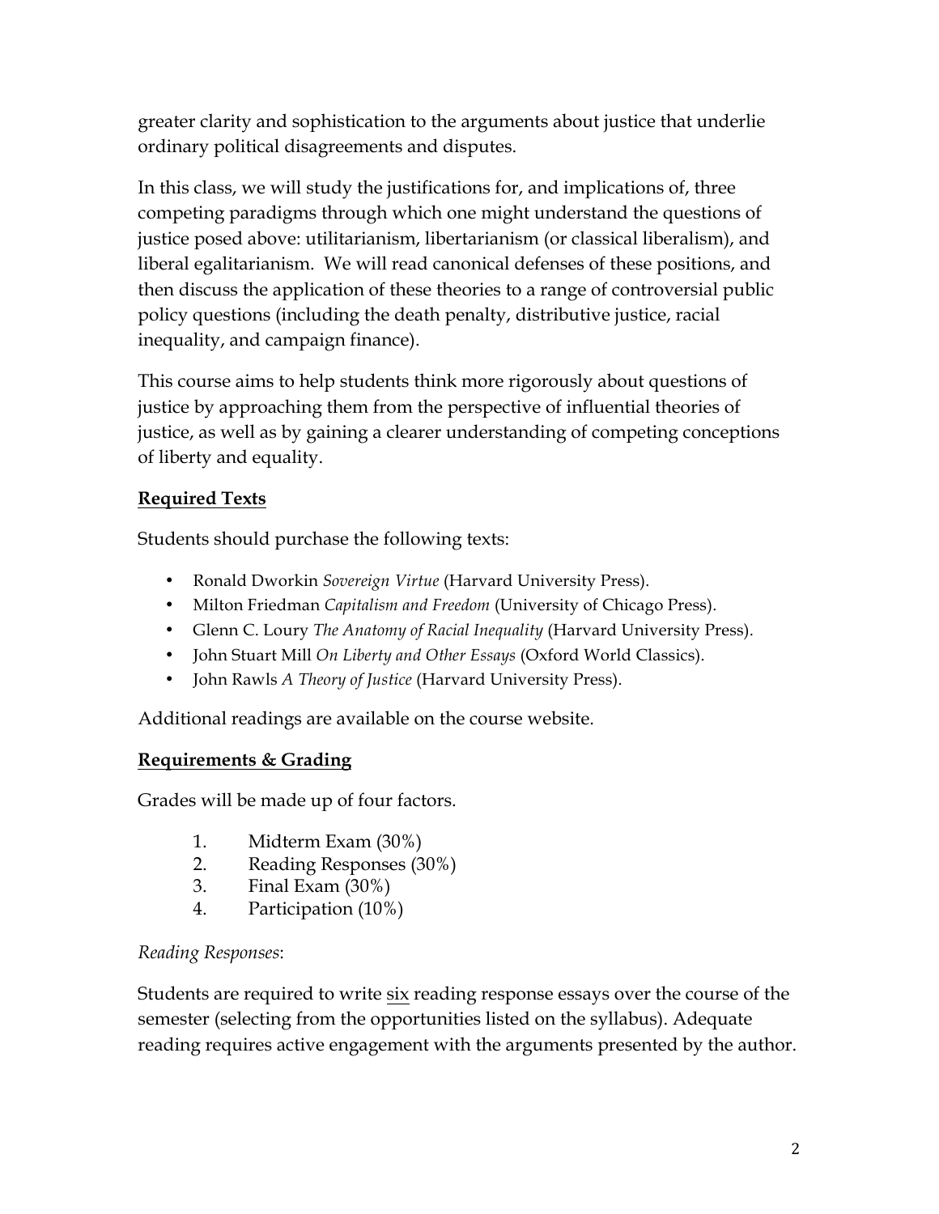greater clarity and sophistication to the arguments about justice that underlie ordinary political disagreements and disputes.

In this class, we will study the justifications for, and implications of, three competing paradigms through which one might understand the questions of justice posed above: utilitarianism, libertarianism (or classical liberalism), and liberal egalitarianism. We will read canonical defenses of these positions, and then discuss the application of these theories to a range of controversial public policy questions (including the death penalty, distributive justice, racial inequality, and campaign finance).

This course aims to help students think more rigorously about questions of justice by approaching them from the perspective of influential theories of justice, as well as by gaining a clearer understanding of competing conceptions of liberty and equality.

## Required Texts

Students should purchase the following texts:

- Ronald Dworkin *Sovereign Virtue* (Harvard University Press).
- Milton Friedman *Capitalism and Freedom* (University of Chicago Press).
- Glenn C. Loury *The Anatomy of Racial Inequality* (Harvard University Press).
- John Stuart Mill *On Liberty and Other Essays* (Oxford World Classics).
- John Rawls *A Theory of Justice* (Harvard University Press).

Additional readings are available on the course website.

## Requirements & Grading

Grades will be made up of four factors.

1. Midterm Exam (30%)
2. Reading Responses (30%)
3. Final Exam (30%)
4. Participation (10%)

*Reading Responses*:

Students are required to write six reading response essays over the course of the semester (selecting from the opportunities listed on the syllabus). Adequate reading requires active engagement with the arguments presented by the author.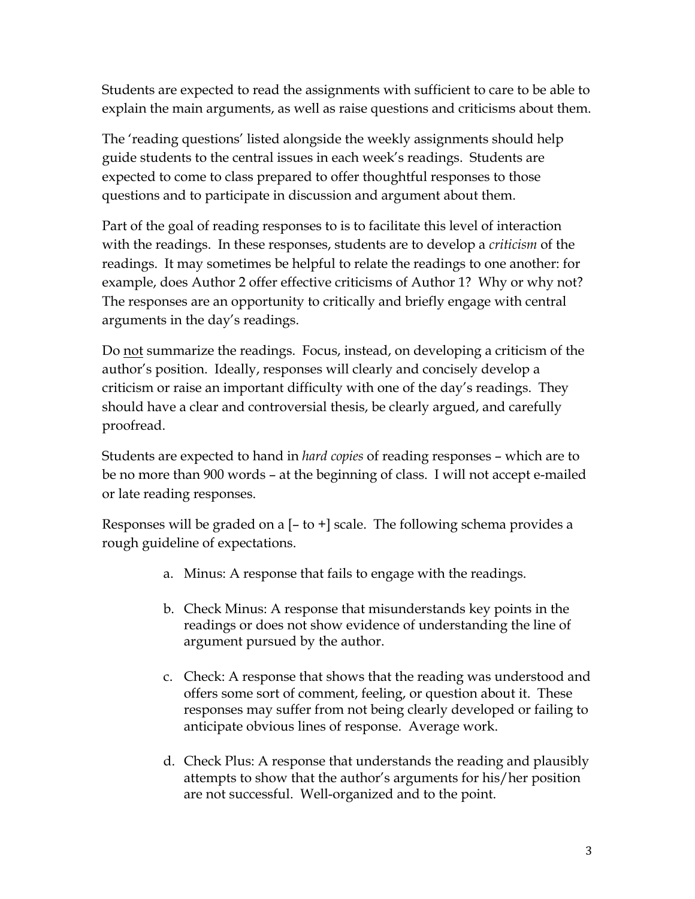Students are expected to read the assignments with sufficient to care to be able to explain the main arguments, as well as raise questions and criticisms about them.

The 'reading questions' listed alongside the weekly assignments should help guide students to the central issues in each week's readings. Students are expected to come to class prepared to offer thoughtful responses to those questions and to participate in discussion and argument about them.

Part of the goal of reading responses to is to facilitate this level of interaction with the readings. In these responses, students are to develop a *criticism* of the readings. It may sometimes be helpful to relate the readings to one another: for example, does Author 2 offer effective criticisms of Author 1? Why or why not? The responses are an opportunity to critically and briefly engage with central arguments in the day's readings.

Do <u>not</u> summarize the readings. Focus, instead, on developing a criticism of the author's position. Ideally, responses will clearly and concisely develop a criticism or raise an important difficulty with one of the day's readings. They should have a clear and controversial thesis, be clearly argued, and carefully proofread.

Students are expected to hand in *hard copies* of reading responses – which are to be no more than 900 words – at the beginning of class. I will not accept e-mailed or late reading responses.

Responses will be graded on a [– to +] scale. The following schema provides a rough guideline of expectations.

a. Minus: A response that fails to engage with the readings.

b. Check Minus: A response that misunderstands key points in the readings or does not show evidence of understanding the line of argument pursued by the author.

c. Check: A response that shows that the reading was understood and offers some sort of comment, feeling, or question about it. These responses may suffer from not being clearly developed or failing to anticipate obvious lines of response. Average work.

d. Check Plus: A response that understands the reading and plausibly attempts to show that the author's arguments for his/her position are not successful. Well-organized and to the point.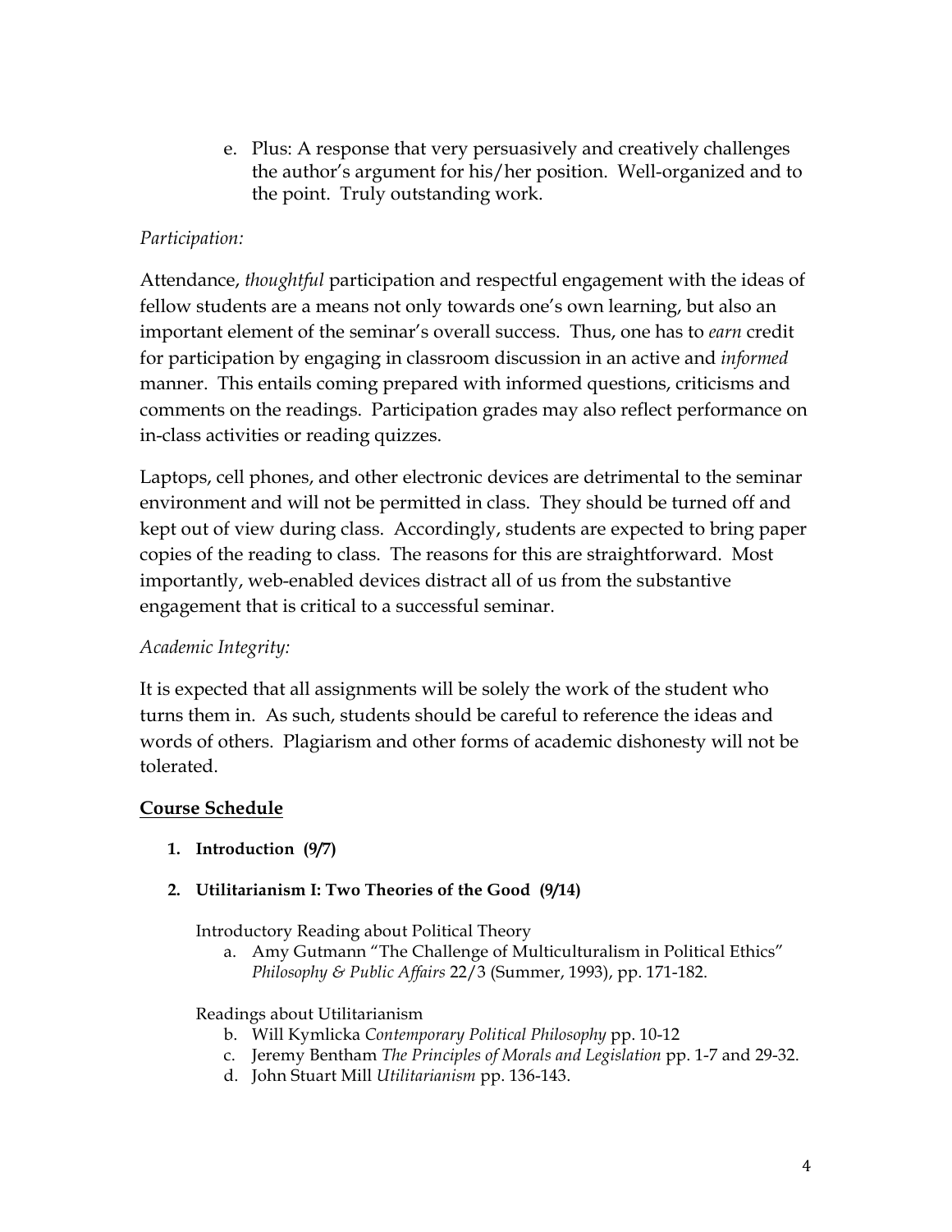e. Plus: A response that very persuasively and creatively challenges the author's argument for his/her position. Well-organized and to the point. Truly outstanding work.

*Participation:*

Attendance, *thoughtful* participation and respectful engagement with the ideas of fellow students are a means not only towards one's own learning, but also an important element of the seminar's overall success. Thus, one has to *earn* credit for participation by engaging in classroom discussion in an active and *informed* manner. This entails coming prepared with informed questions, criticisms and comments on the readings. Participation grades may also reflect performance on in-class activities or reading quizzes.

Laptops, cell phones, and other electronic devices are detrimental to the seminar environment and will not be permitted in class. They should be turned off and kept out of view during class. Accordingly, students are expected to bring paper copies of the reading to class. The reasons for this are straightforward. Most importantly, web-enabled devices distract all of us from the substantive engagement that is critical to a successful seminar.

*Academic Integrity:*

It is expected that all assignments will be solely the work of the student who turns them in. As such, students should be careful to reference the ideas and words of others. Plagiarism and other forms of academic dishonesty will not be tolerated.

## Course Schedule

1. **Introduction (9/7)**

2. **Utilitarianism I: Two Theories of the Good (9/14)**

   Introductory Reading about Political Theory

   a. Amy Gutmann "The Challenge of Multiculturalism in Political Ethics" *Philosophy & Public Affairs* 22/3 (Summer, 1993), pp. 171-182.

   Readings about Utilitarianism

   b. Will Kymlicka *Contemporary Political Philosophy* pp. 10-12
   c. Jeremy Bentham *The Principles of Morals and Legislation* pp. 1-7 and 29-32.
   d. John Stuart Mill *Utilitarianism* pp. 136-143.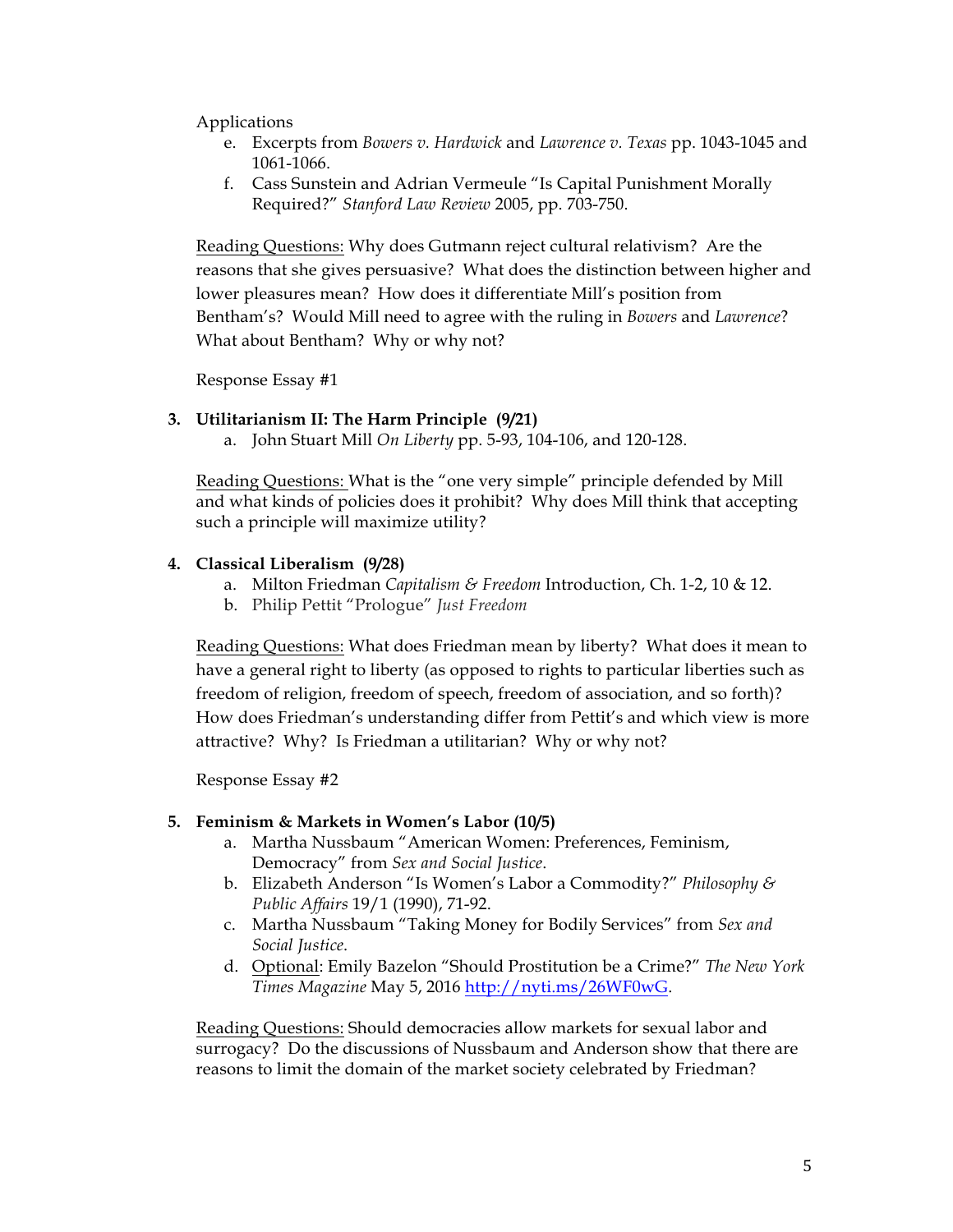Applications

e. Excerpts from *Bowers v. Hardwick* and *Lawrence v. Texas* pp. 1043-1045 and 1061-1066.
f. Cass Sunstein and Adrian Vermeule "Is Capital Punishment Morally Required?" *Stanford Law Review* 2005, pp. 703-750.

Reading Questions: Why does Gutmann reject cultural relativism? Are the reasons that she gives persuasive? What does the distinction between higher and lower pleasures mean? How does it differentiate Mill's position from Bentham's? Would Mill need to agree with the ruling in *Bowers* and *Lawrence*? What about Bentham? Why or why not?

Response Essay #1

**3. Utilitarianism II: The Harm Principle (9/21)**

a. John Stuart Mill *On Liberty* pp. 5-93, 104-106, and 120-128.

Reading Questions: What is the "one very simple" principle defended by Mill and what kinds of policies does it prohibit? Why does Mill think that accepting such a principle will maximize utility?

**4. Classical Liberalism (9/28)**

a. Milton Friedman *Capitalism & Freedom* Introduction, Ch. 1-2, 10 & 12.
b. Philip Pettit "Prologue" *Just Freedom*

Reading Questions: What does Friedman mean by liberty? What does it mean to have a general right to liberty (as opposed to rights to particular liberties such as freedom of religion, freedom of speech, freedom of association, and so forth)? How does Friedman's understanding differ from Pettit's and which view is more attractive? Why? Is Friedman a utilitarian? Why or why not?

Response Essay #2

**5. Feminism & Markets in Women's Labor (10/5)**

a. Martha Nussbaum "American Women: Preferences, Feminism, Democracy" from *Sex and Social Justice*.
b. Elizabeth Anderson "Is Women's Labor a Commodity?" *Philosophy & Public Affairs* 19/1 (1990), 71-92.
c. Martha Nussbaum "Taking Money for Bodily Services" from *Sex and Social Justice*.
d. Optional: Emily Bazelon "Should Prostitution be a Crime?" *The New York Times Magazine* May 5, 2016 http://nyti.ms/26WF0wG.

Reading Questions: Should democracies allow markets for sexual labor and surrogacy? Do the discussions of Nussbaum and Anderson show that there are reasons to limit the domain of the market society celebrated by Friedman?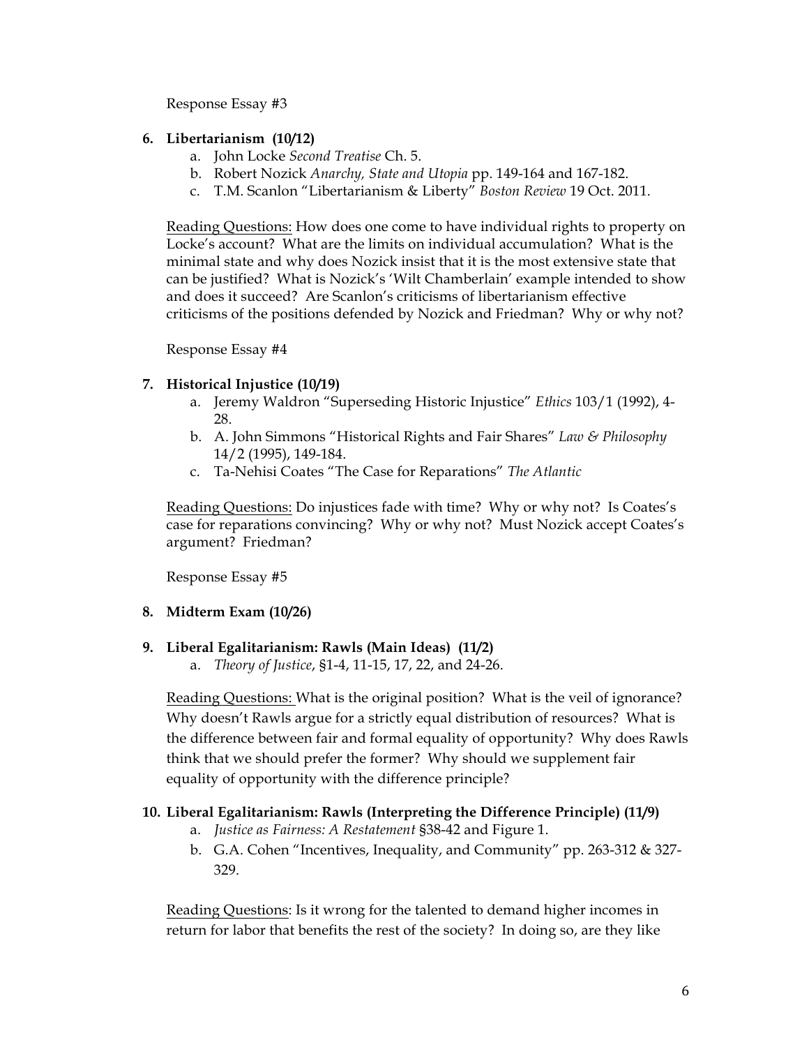Response Essay #3

6. **Libertarianism (10/12)**
   a. John Locke *Second Treatise* Ch. 5.
   b. Robert Nozick *Anarchy, State and Utopia* pp. 149-164 and 167-182.
   c. T.M. Scanlon "Libertarianism & Liberty" *Boston Review* 19 Oct. 2011.

   Reading Questions: How does one come to have individual rights to property on Locke's account? What are the limits on individual accumulation? What is the minimal state and why does Nozick insist that it is the most extensive state that can be justified? What is Nozick's 'Wilt Chamberlain' example intended to show and does it succeed? Are Scanlon's criticisms of libertarianism effective criticisms of the positions defended by Nozick and Friedman? Why or why not?

   Response Essay #4

7. **Historical Injustice (10/19)**
   a. Jeremy Waldron "Superseding Historic Injustice" *Ethics* 103/1 (1992), 4-28.
   b. A. John Simmons "Historical Rights and Fair Shares" *Law & Philosophy* 14/2 (1995), 149-184.
   c. Ta-Nehisi Coates "The Case for Reparations" *The Atlantic*

   Reading Questions: Do injustices fade with time? Why or why not? Is Coates's case for reparations convincing? Why or why not? Must Nozick accept Coates's argument? Friedman?

   Response Essay #5

8. **Midterm Exam (10/26)**

9. **Liberal Egalitarianism: Rawls (Main Ideas) (11/2)**
   a. *Theory of Justice*, §1-4, 11-15, 17, 22, and 24-26.

   Reading Questions: What is the original position? What is the veil of ignorance? Why doesn't Rawls argue for a strictly equal distribution of resources? What is the difference between fair and formal equality of opportunity? Why does Rawls think that we should prefer the former? Why should we supplement fair equality of opportunity with the difference principle?

10. **Liberal Egalitarianism: Rawls (Interpreting the Difference Principle) (11/9)**
    a. *Justice as Fairness: A Restatement* §38-42 and Figure 1.
    b. G.A. Cohen "Incentives, Inequality, and Community" pp. 263-312 & 327-329.

    Reading Questions: Is it wrong for the talented to demand higher incomes in return for labor that benefits the rest of the society? In doing so, are they like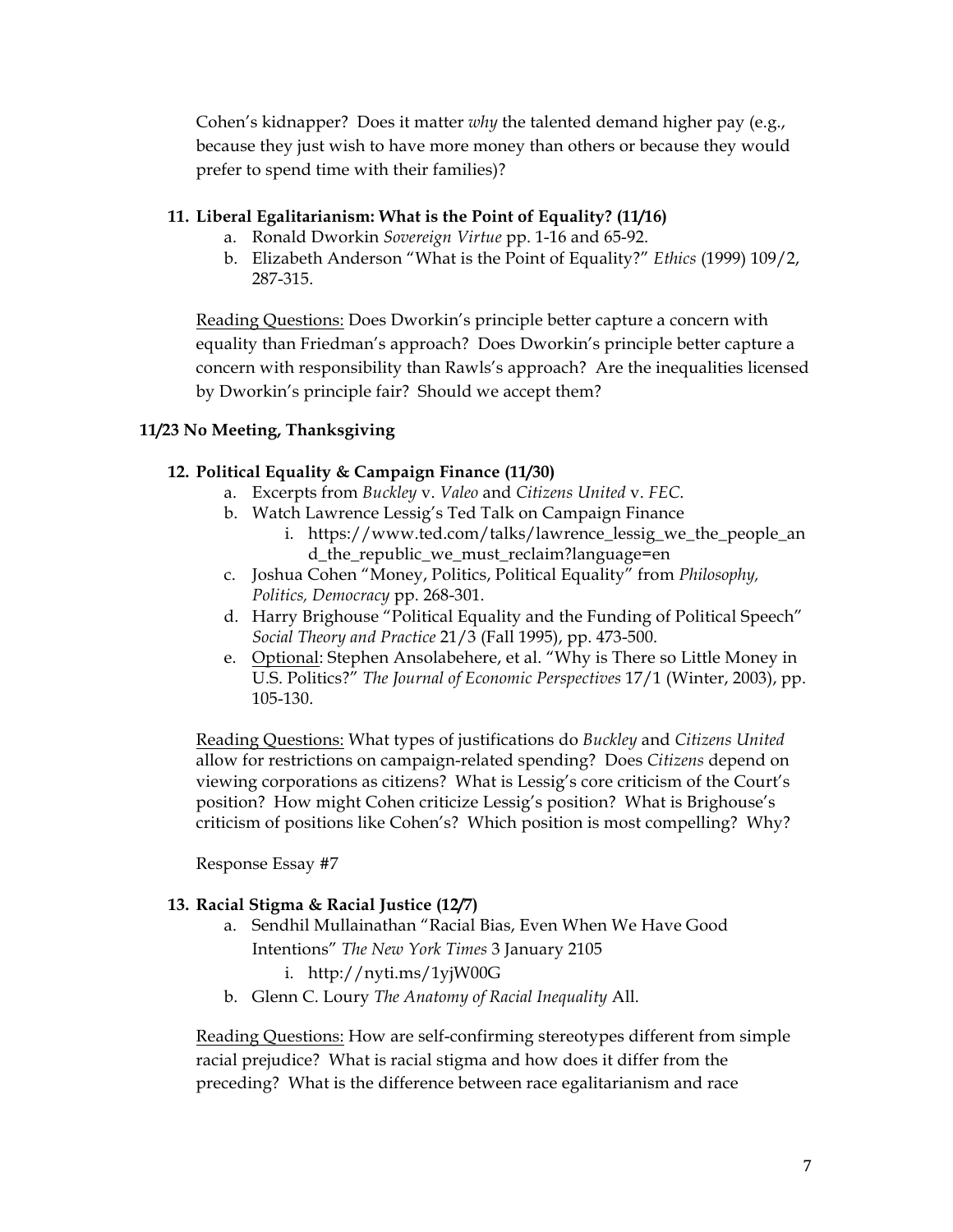Cohen's kidnapper? Does it matter *why* the talented demand higher pay (e.g., because they just wish to have more money than others or because they would prefer to spend time with their families)?

11. **Liberal Egalitarianism: What is the Point of Equality? (11/16)**
    a. Ronald Dworkin *Sovereign Virtue* pp. 1-16 and 65-92.
    b. Elizabeth Anderson "What is the Point of Equality?" *Ethics* (1999) 109/2, 287-315.

    <u>Reading Questions:</u> Does Dworkin's principle better capture a concern with equality than Friedman's approach? Does Dworkin's principle better capture a concern with responsibility than Rawls's approach? Are the inequalities licensed by Dworkin's principle fair? Should we accept them?

**11/23 No Meeting, Thanksgiving**

12. **Political Equality & Campaign Finance (11/30)**
    a. Excerpts from *Buckley* v. *Valeo* and *Citizens United* v. *FEC*.
    b. Watch Lawrence Lessig's Ted Talk on Campaign Finance
        i. https://www.ted.com/talks/lawrence_lessig_we_the_people_and_the_republic_we_must_reclaim?language=en
    c. Joshua Cohen "Money, Politics, Political Equality" from *Philosophy, Politics, Democracy* pp. 268-301.
    d. Harry Brighouse "Political Equality and the Funding of Political Speech" *Social Theory and Practice* 21/3 (Fall 1995), pp. 473-500.
    e. <u>Optional</u>: Stephen Ansolabehere, et al. "Why is There so Little Money in U.S. Politics?" *The Journal of Economic Perspectives* 17/1 (Winter, 2003), pp. 105-130.

    <u>Reading Questions:</u> What types of justifications do *Buckley* and *Citizens United* allow for restrictions on campaign-related spending? Does *Citizens* depend on viewing corporations as citizens? What is Lessig's core criticism of the Court's position? How might Cohen criticize Lessig's position? What is Brighouse's criticism of positions like Cohen's? Which position is most compelling? Why?

    Response Essay #7

13. **Racial Stigma & Racial Justice (12/7)**
    a. Sendhil Mullainathan "Racial Bias, Even When We Have Good Intentions" *The New York Times* 3 January 2105
        i. http://nyti.ms/1yjW00G
    b. Glenn C. Loury *The Anatomy of Racial Inequality* All.

    <u>Reading Questions:</u> How are self-confirming stereotypes different from simple racial prejudice? What is racial stigma and how does it differ from the preceding? What is the difference between race egalitarianism and race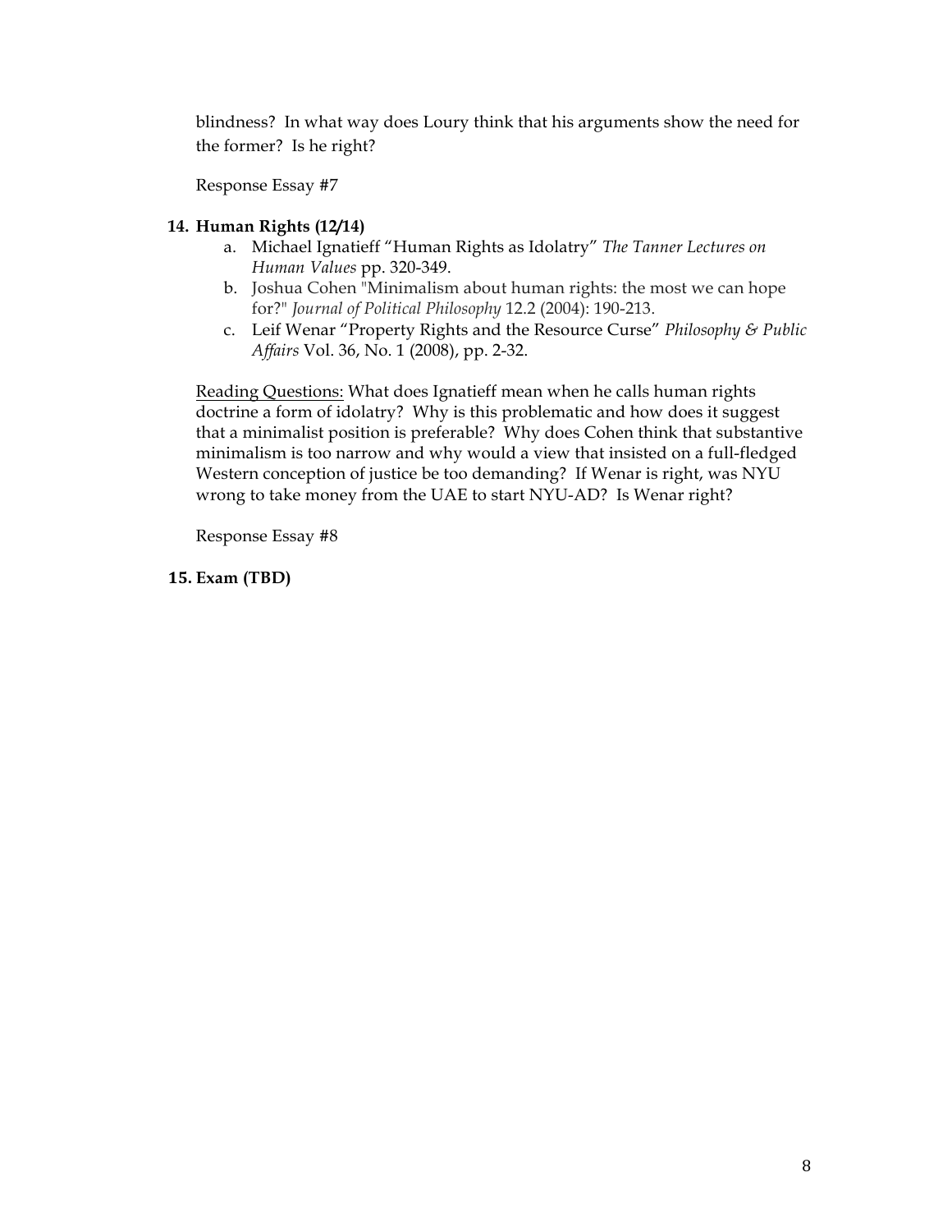blindness? In what way does Loury think that his arguments show the need for the former? Is he right?

Response Essay #7

**14. Human Rights (12/14)**

a. Michael Ignatieff "Human Rights as Idolatry" *The Tanner Lectures on Human Values* pp. 320-349.
b. Joshua Cohen "Minimalism about human rights: the most we can hope for?" *Journal of Political Philosophy* 12.2 (2004): 190-213.
c. Leif Wenar "Property Rights and the Resource Curse" *Philosophy & Public Affairs* Vol. 36, No. 1 (2008), pp. 2-32.

<u>Reading Questions:</u> What does Ignatieff mean when he calls human rights doctrine a form of idolatry? Why is this problematic and how does it suggest that a minimalist position is preferable? Why does Cohen think that substantive minimalism is too narrow and why would a view that insisted on a full-fledged Western conception of justice be too demanding? If Wenar is right, was NYU wrong to take money from the UAE to start NYU-AD? Is Wenar right?

Response Essay #8

**15. Exam (TBD)**